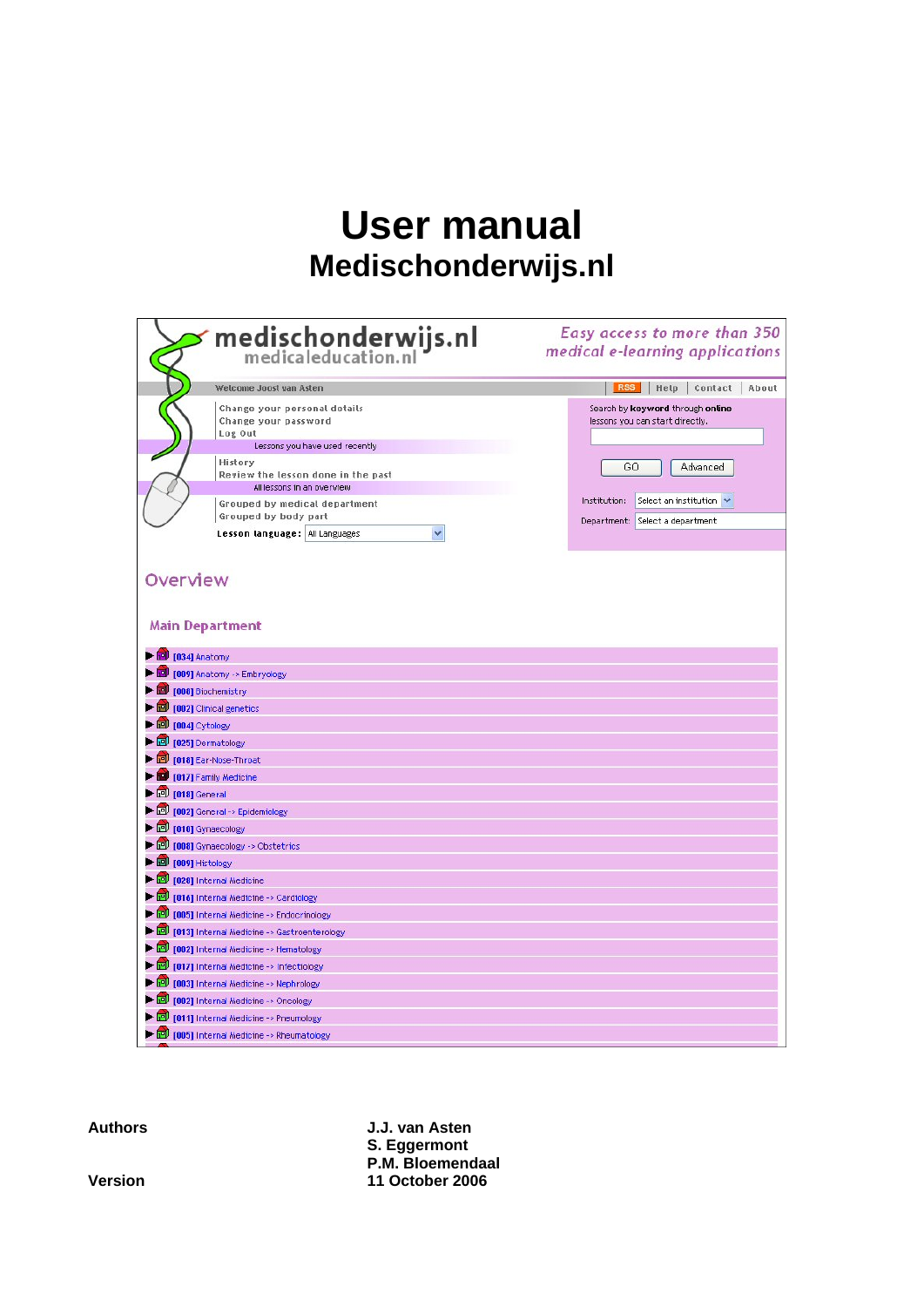# User manual
## Medischonderwijs.nl

| | |
|---|---|
| **Authors** | **J.J. van Asten** |
| | **S. Eggermont** |
| | **P.M. Bloemendaal** |
| **Version** | **11 October 2006** |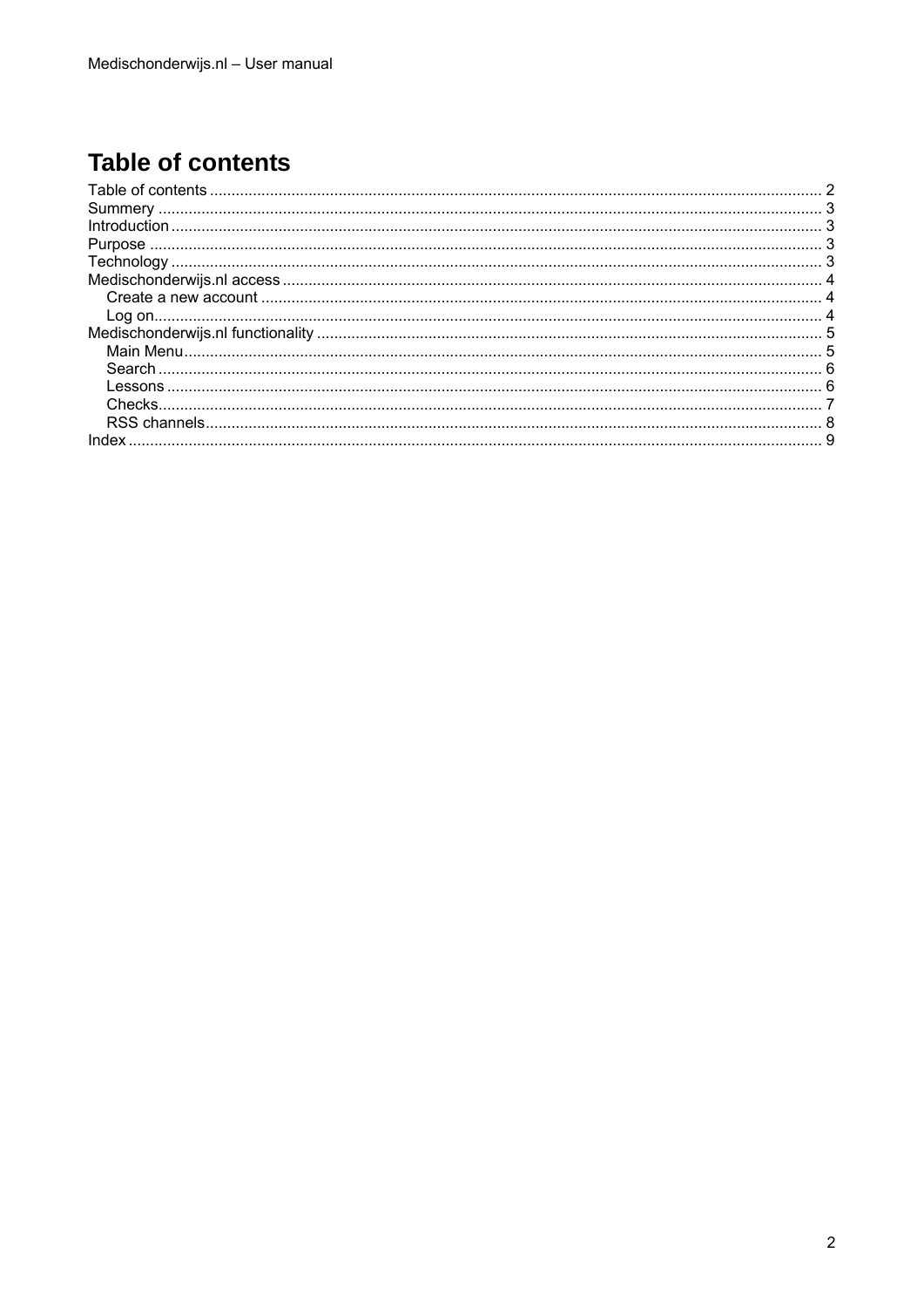# Table of contents

- Table of contents ..... 2
- Summery ..... 3
- Introduction ..... 3
- Purpose ..... 3
- Technology ..... 3
- Medischonderwijs.nl access ..... 4
  - Create a new account ..... 4
  - Log on ..... 4
- Medischonderwijs.nl functionality ..... 5
  - Main Menu ..... 5
  - Search ..... 6
  - Lessons ..... 6
  - Checks ..... 7
  - RSS channels ..... 8
- Index ..... 9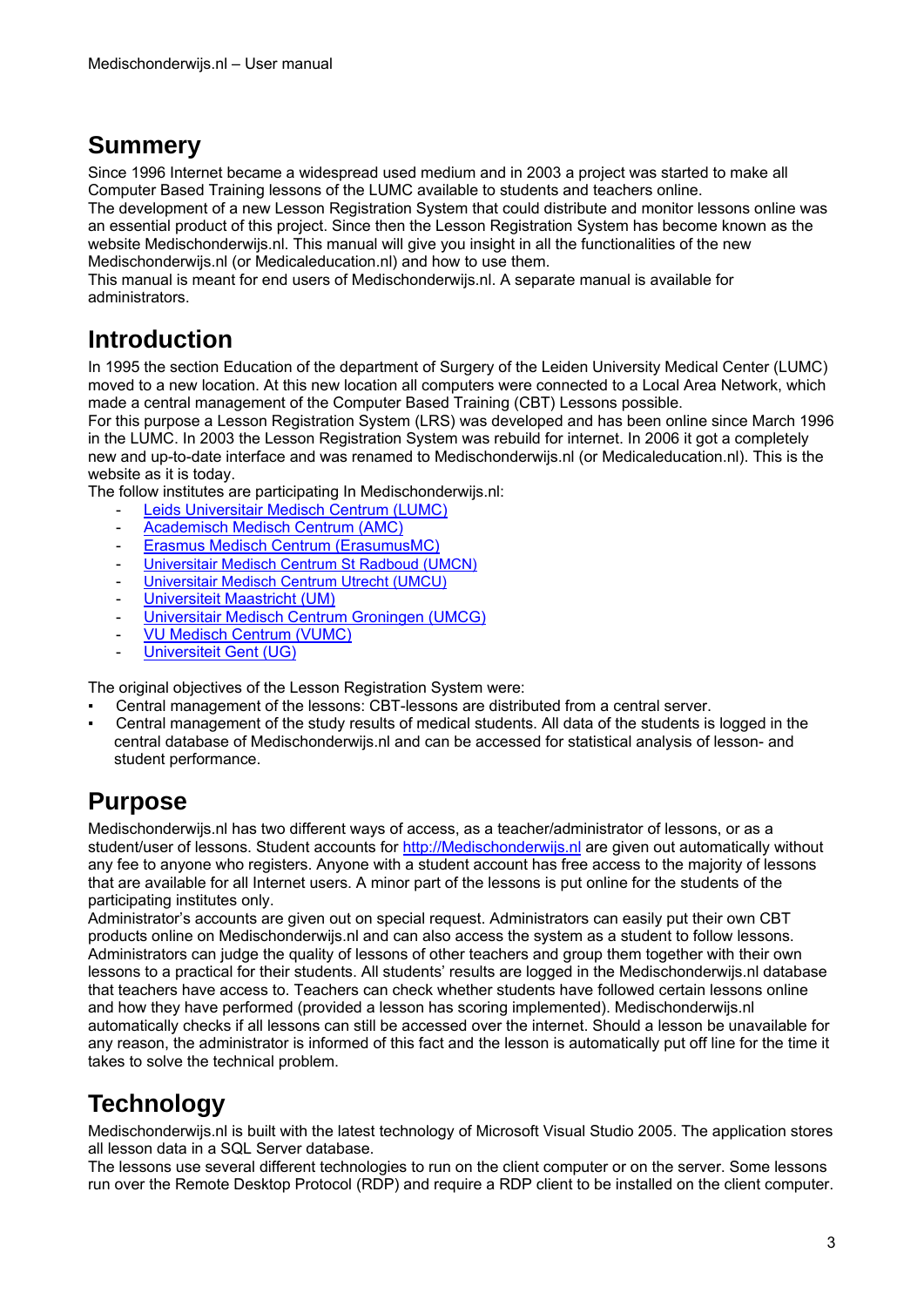## Summery

Since 1996 Internet became a widespread used medium and in 2003 a project was started to make all Computer Based Training lessons of the LUMC available to students and teachers online.
The development of a new Lesson Registration System that could distribute and monitor lessons online was an essential product of this project. Since then the Lesson Registration System has become known as the website Medischonderwijs.nl. This manual will give you insight in all the functionalities of the new Medischonderwijs.nl (or Medicaleducation.nl) and how to use them.
This manual is meant for end users of Medischonderwijs.nl. A separate manual is available for administrators.

## Introduction

In 1995 the section Education of the department of Surgery of the Leiden University Medical Center (LUMC) moved to a new location. At this new location all computers were connected to a Local Area Network, which made a central management of the Computer Based Training (CBT) Lessons possible.
For this purpose a Lesson Registration System (LRS) was developed and has been online since March 1996 in the LUMC. In 2003 the Lesson Registration System was rebuild for internet. In 2006 it got a completely new and up-to-date interface and was renamed to Medischonderwijs.nl (or Medicaleducation.nl). This is the website as it is today.
The follow institutes are participating In Medischonderwijs.nl:

- Leids Universitair Medisch Centrum (LUMC)
- Academisch Medisch Centrum (AMC)
- Erasmus Medisch Centrum (ErasumusMC)
- Universitair Medisch Centrum St Radboud (UMCN)
- Universitair Medisch Centrum Utrecht (UMCU)
- Universiteit Maastricht (UM)
- Universitair Medisch Centrum Groningen (UMCG)
- VU Medisch Centrum (VUMC)
- Universiteit Gent (UG)

The original objectives of the Lesson Registration System were:

- Central management of the lessons: CBT-lessons are distributed from a central server.
- Central management of the study results of medical students. All data of the students is logged in the central database of Medischonderwijs.nl and can be accessed for statistical analysis of lesson- and student performance.

## Purpose

Medischonderwijs.nl has two different ways of access, as a teacher/administrator of lessons, or as a student/user of lessons. Student accounts for http://Medischonderwijs.nl are given out automatically without any fee to anyone who registers. Anyone with a student account has free access to the majority of lessons that are available for all Internet users. A minor part of the lessons is put online for the students of the participating institutes only.
Administrator's accounts are given out on special request. Administrators can easily put their own CBT products online on Medischonderwijs.nl and can also access the system as a student to follow lessons. Administrators can judge the quality of lessons of other teachers and group them together with their own lessons to a practical for their students. All students' results are logged in the Medischonderwijs.nl database that teachers have access to. Teachers can check whether students have followed certain lessons online and how they have performed (provided a lesson has scoring implemented). Medischonderwijs.nl automatically checks if all lessons can still be accessed over the internet. Should a lesson be unavailable for any reason, the administrator is informed of this fact and the lesson is automatically put off line for the time it takes to solve the technical problem.

## Technology

Medischonderwijs.nl is built with the latest technology of Microsoft Visual Studio 2005. The application stores all lesson data in a SQL Server database.
The lessons use several different technologies to run on the client computer or on the server. Some lessons run over the Remote Desktop Protocol (RDP) and require a RDP client to be installed on the client computer.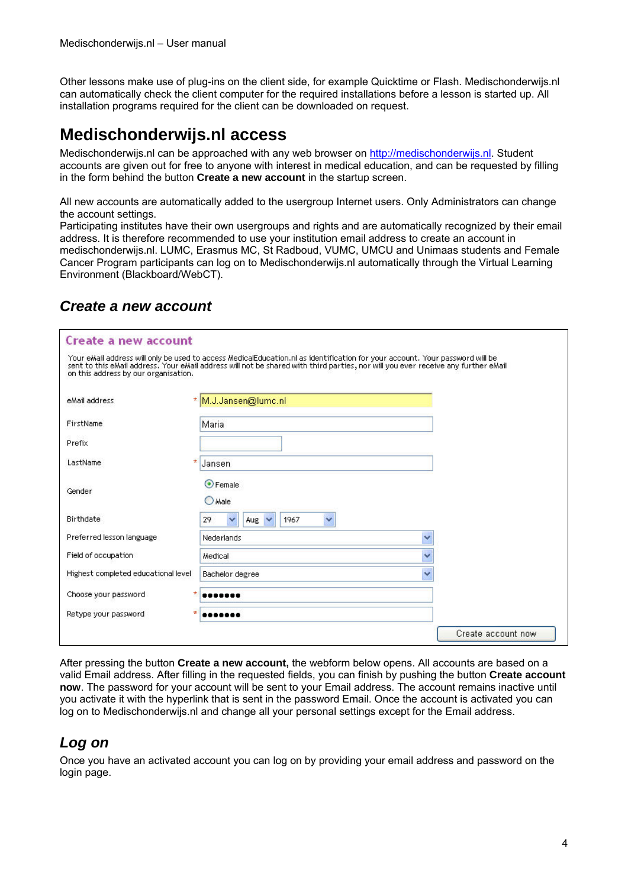Other lessons make use of plug-ins on the client side, for example Quicktime or Flash. Medischonderwijs.nl can automatically check the client computer for the required installations before a lesson is started up. All installation programs required for the client can be downloaded on request.

# Medischonderwijs.nl access

Medischonderwijs.nl can be approached with any web browser on http://medischonderwijs.nl. Student accounts are given out for free to anyone with interest in medical education, and can be requested by filling in the form behind the button **Create a new account** in the startup screen.

All new accounts are automatically added to the usergroup Internet users. Only Administrators can change the account settings.
Participating institutes have their own usergroups and rights and are automatically recognized by their email address. It is therefore recommended to use your institution email address to create an account in medischonderwijs.nl. LUMC, Erasmus MC, St Radboud, VUMC, UMCU and Unimaas students and Female Cancer Program participants can log on to Medischonderwijs.nl automatically through the Virtual Learning Environment (Blackboard/WebCT).

## *Create a new account*

**Create a new account**

Your eMail address will only be used to access MedicalEducation.nl as identification for your account. Your password will be sent to this eMail address. Your eMail address will not be shared with third parties, nor will you ever receive any further eMail on this address by our organisation.

| | |
|---|---|
| eMail address * | M.J.Jansen@lumc.nl |
| FirstName | Maria |
| Prefix | |
| LastName * | Jansen |
| Gender | (•) Female ( ) Male |
| Birthdate | 29 Aug 1967 |
| Preferred lesson language | Nederlands |
| Field of occupation | Medical |
| Highest completed educational level | Bachelor degree |
| Choose your password * | ●●●●●●● |
| Retype your password * | ●●●●●●● |

[Create account now]

After pressing the button **Create a new account,** the webform below opens. All accounts are based on a valid Email address. After filling in the requested fields, you can finish by pushing the button **Create account now**. The password for your account will be sent to your Email address. The account remains inactive until you activate it with the hyperlink that is sent in the password Email. Once the account is activated you can log on to Medischonderwijs.nl and change all your personal settings except for the Email address.

## *Log on*

Once you have an activated account you can log on by providing your email address and password on the login page.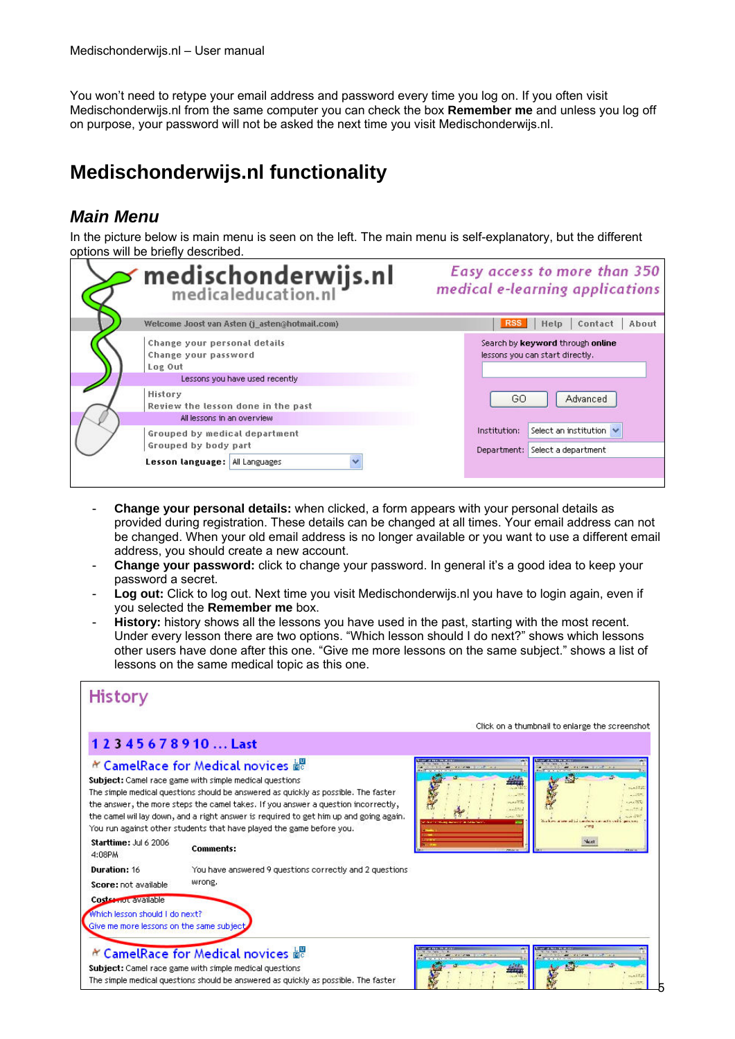You won't need to retype your email address and password every time you log on. If you often visit Medischonderwijs.nl from the same computer you can check the box **Remember me** and unless you log off on purpose, your password will not be asked the next time you visit Medischonderwijs.nl.

# Medischonderwijs.nl functionality

## *Main Menu*

In the picture below is main menu is seen on the left. The main menu is self-explanatory, but the different options will be briefly described.

- **Change your personal details:** when clicked, a form appears with your personal details as provided during registration. These details can be changed at all times. Your email address can not be changed. When your old email address is no longer available or you want to use a different email address, you should create a new account.
- **Change your password:** click to change your password. In general it's a good idea to keep your password a secret.
- **Log out:** Click to log out. Next time you visit Medischonderwijs.nl you have to login again, even if you selected the **Remember me** box.
- **History:** history shows all the lessons you have used in the past, starting with the most recent. Under every lesson there are two options. "Which lesson should I do next?" shows which lessons other users have done after this one. "Give me more lessons on the same subject." shows a list of lessons on the same medical topic as this one.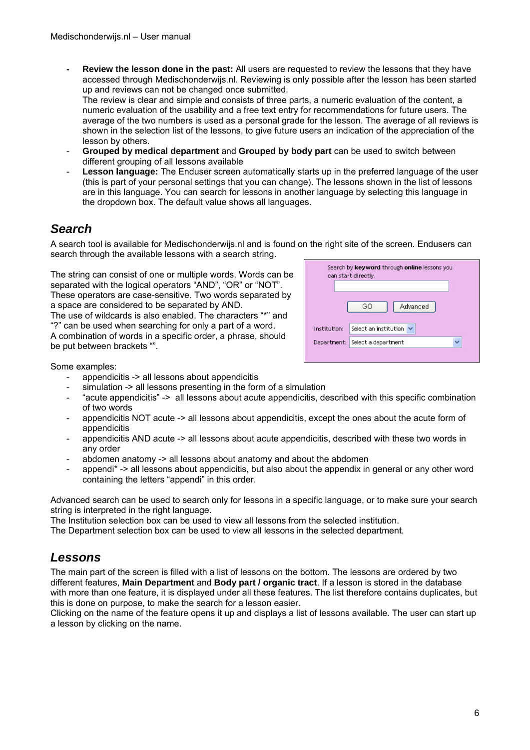- **Review the lesson done in the past:** All users are requested to review the lessons that they have accessed through Medischonderwijs.nl. Reviewing is only possible after the lesson has been started up and reviews can not be changed once submitted.
  The review is clear and simple and consists of three parts, a numeric evaluation of the content, a numeric evaluation of the usability and a free text entry for recommendations for future users. The average of the two numbers is used as a personal grade for the lesson. The average of all reviews is shown in the selection list of the lessons, to give future users an indication of the appreciation of the lesson by others.
- **Grouped by medical department** and **Grouped by body part** can be used to switch between different grouping of all lessons available
- **Lesson language:** The Enduser screen automatically starts up in the preferred language of the user (this is part of your personal settings that you can change). The lessons shown in the list of lessons are in this language. You can search for lessons in another language by selecting this language in the dropdown box. The default value shows all languages.

## *Search*

A search tool is available for Medischonderwijs.nl and is found on the right site of the screen. Endusers can search through the available lessons with a search string.

The string can consist of one or multiple words. Words can be separated with the logical operators "AND", "OR" or "NOT". These operators are case-sensitive. Two words separated by a space are considered to be separated by AND.
The use of wildcards is also enabled. The characters "*" and "?" can be used when searching for only a part of a word.
A combination of words in a specific order, a phrase, should be put between brackets "".

Search by **keyword** through **online** lessons you can start directly.

GO    Advanced

Institution: Select an institution

Department: Select a department

Some examples:

- appendicitis -> all lessons about appendicitis
- simulation -> all lessons presenting in the form of a simulation
- "acute appendicitis" -> all lessons about acute appendicitis, described with this specific combination of two words
- appendicitis NOT acute -> all lessons about appendicitis, except the ones about the acute form of appendicitis
- appendicitis AND acute -> all lessons about acute appendicitis, described with these two words in any order
- abdomen anatomy -> all lessons about anatomy and about the abdomen
- appendi* -> all lessons about appendicitis, but also about the appendix in general or any other word containing the letters "appendi" in this order.

Advanced search can be used to search only for lessons in a specific language, or to make sure your search string is interpreted in the right language.
The Institution selection box can be used to view all lessons from the selected institution.
The Department selection box can be used to view all lessons in the selected department.

## *Lessons*

The main part of the screen is filled with a list of lessons on the bottom. The lessons are ordered by two different features, **Main Department** and **Body part / organic tract**. If a lesson is stored in the database with more than one feature, it is displayed under all these features. The list therefore contains duplicates, but this is done on purpose, to make the search for a lesson easier.
Clicking on the name of the feature opens it up and displays a list of lessons available. The user can start up a lesson by clicking on the name.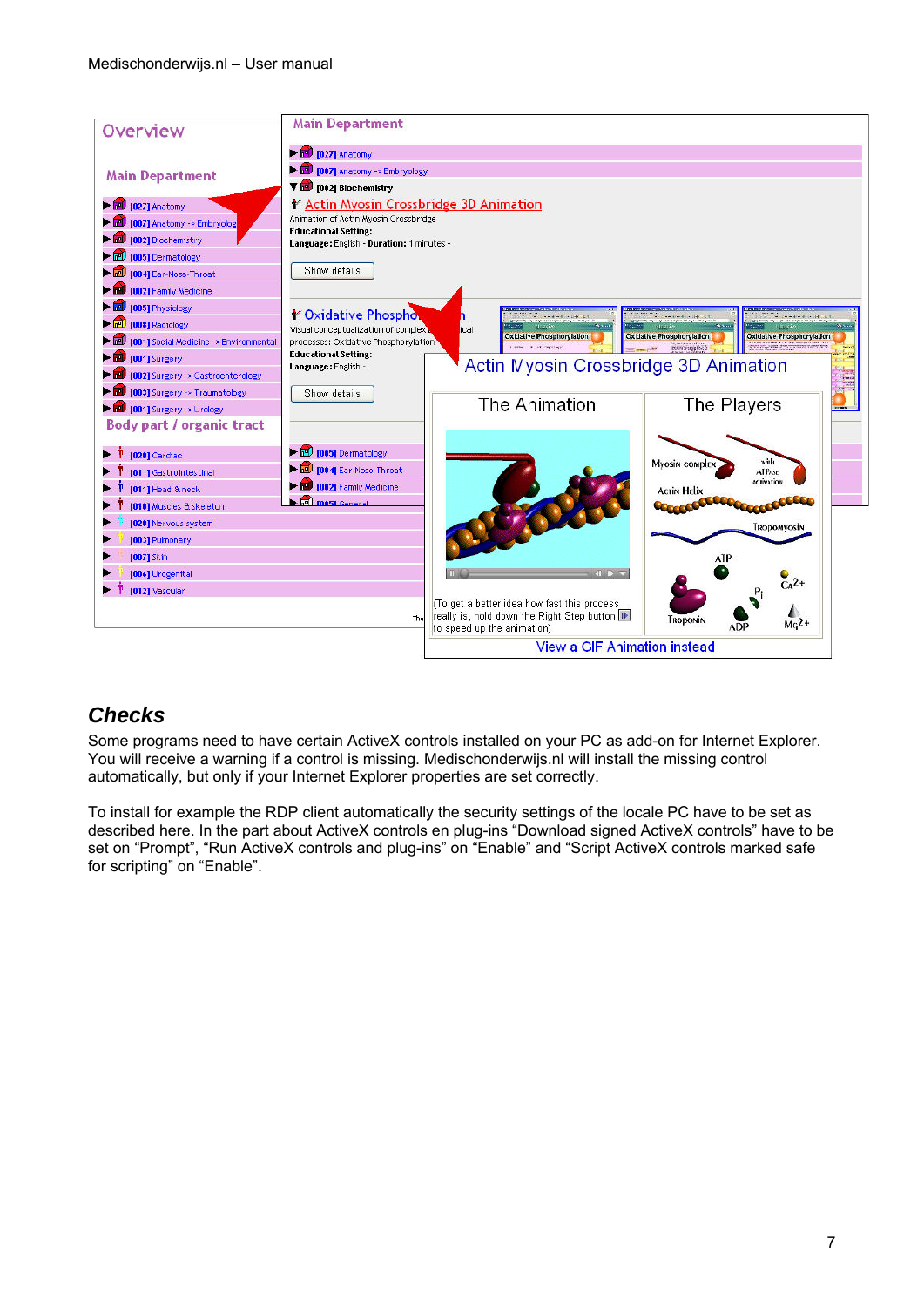## Checks

Some programs need to have certain ActiveX controls installed on your PC as add-on for Internet Explorer. You will receive a warning if a control is missing. Medischonderwijs.nl will install the missing control automatically, but only if your Internet Explorer properties are set correctly.

To install for example the RDP client automatically the security settings of the locale PC have to be set as described here. In the part about ActiveX controls en plug-ins “Download signed ActiveX controls” have to be set on “Prompt”, “Run ActiveX controls and plug-ins” on “Enable” and “Script ActiveX controls marked safe for scripting” on “Enable”.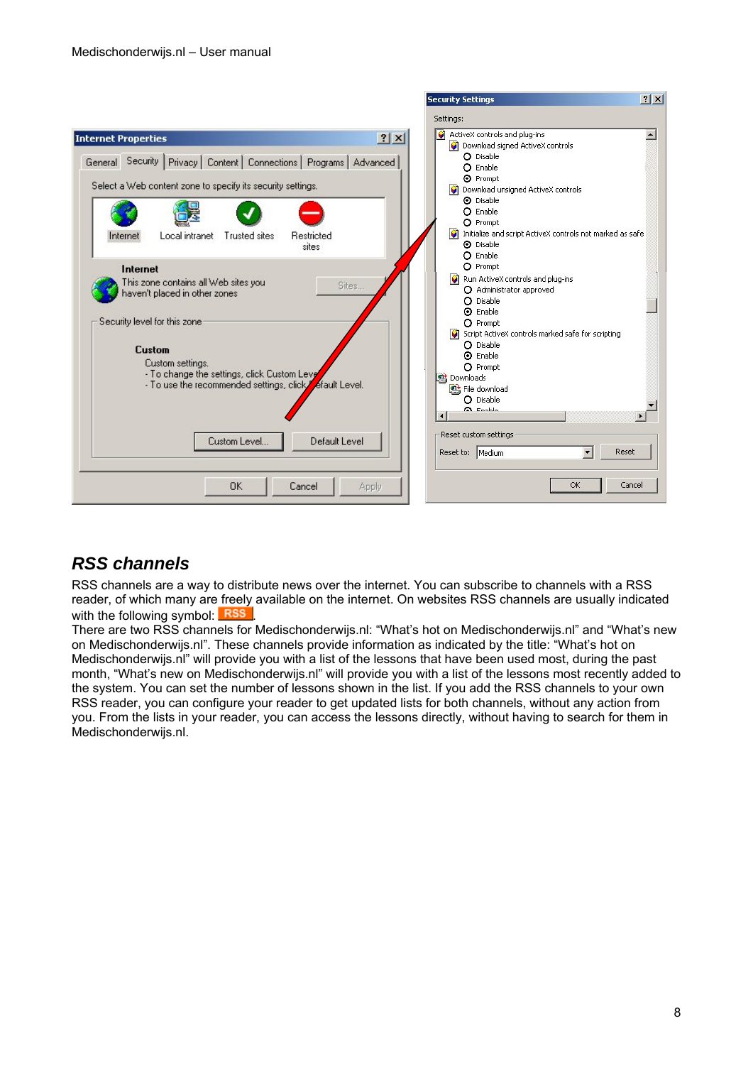## RSS channels

RSS channels are a way to distribute news over the internet. You can subscribe to channels with a RSS reader, of which many are freely available on the internet. On websites RSS channels are usually indicated with the following symbol: RSS.

There are two RSS channels for Medischonderwijs.nl: “What's hot on Medischonderwijs.nl” and “What's new on Medischonderwijs.nl”. These channels provide information as indicated by the title: “What's hot on Medischonderwijs.nl” will provide you with a list of the lessons that have been used most, during the past month, “What's new on Medischonderwijs.nl” will provide you with a list of the lessons most recently added to the system. You can set the number of lessons shown in the list. If you add the RSS channels to your own RSS reader, you can configure your reader to get updated lists for both channels, without any action from you. From the lists in your reader, you can access the lessons directly, without having to search for them in Medischonderwijs.nl.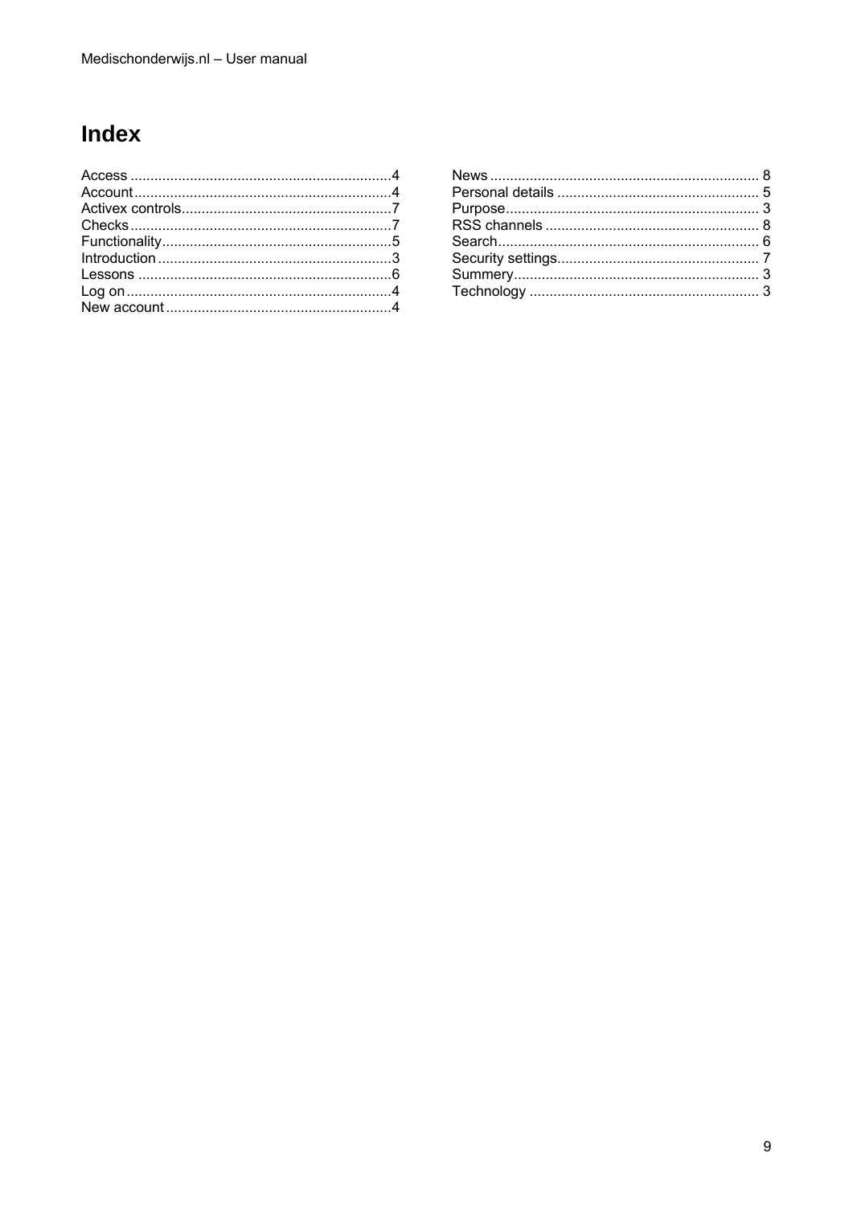# Index

Access ..................................................................4
Account..................................................................4
Activex controls.....................................................7
Checks...................................................................7
Functionality..........................................................5
Introduction ...........................................................3
Lessons .................................................................6
Log on...................................................................4
New account .........................................................4

News .................................................................... 8
Personal details ................................................... 5
Purpose................................................................ 3
RSS channels ...................................................... 8
Search.................................................................. 6
Security settings................................................... 7
Summery.............................................................. 3
Technology .......................................................... 3